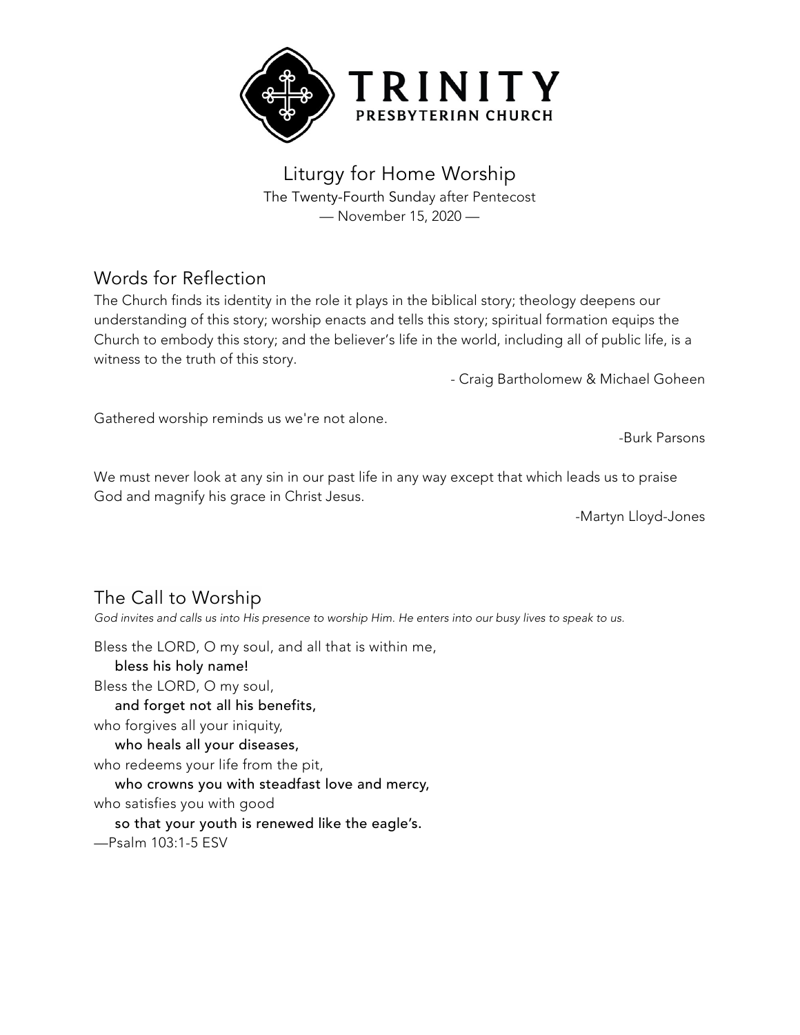# TRINITY
PRESBYTERIAN CHURCH

## Liturgy for Home Worship

The Twenty-Fourth Sunday after Pentecost
— November 15, 2020 —

## Words for Reflection

The Church finds its identity in the role it plays in the biblical story; theology deepens our understanding of this story; worship enacts and tells this story; spiritual formation equips the Church to embody this story; and the believer's life in the world, including all of public life, is a witness to the truth of this story.

- Craig Bartholomew & Michael Goheen

Gathered worship reminds us we're not alone.

-Burk Parsons

We must never look at any sin in our past life in any way except that which leads us to praise God and magnify his grace in Christ Jesus.

-Martyn Lloyd-Jones

## The Call to Worship

*God invites and calls us into His presence to worship Him. He enters into our busy lives to speak to us.*

Bless the LORD, O my soul, and all that is within me,
**bless his holy name!**
Bless the LORD, O my soul,
**and forget not all his benefits,**
who forgives all your iniquity,
**who heals all your diseases,**
who redeems your life from the pit,
**who crowns you with steadfast love and mercy,**
who satisfies you with good
**so that your youth is renewed like the eagle's.**
—Psalm 103:1-5 ESV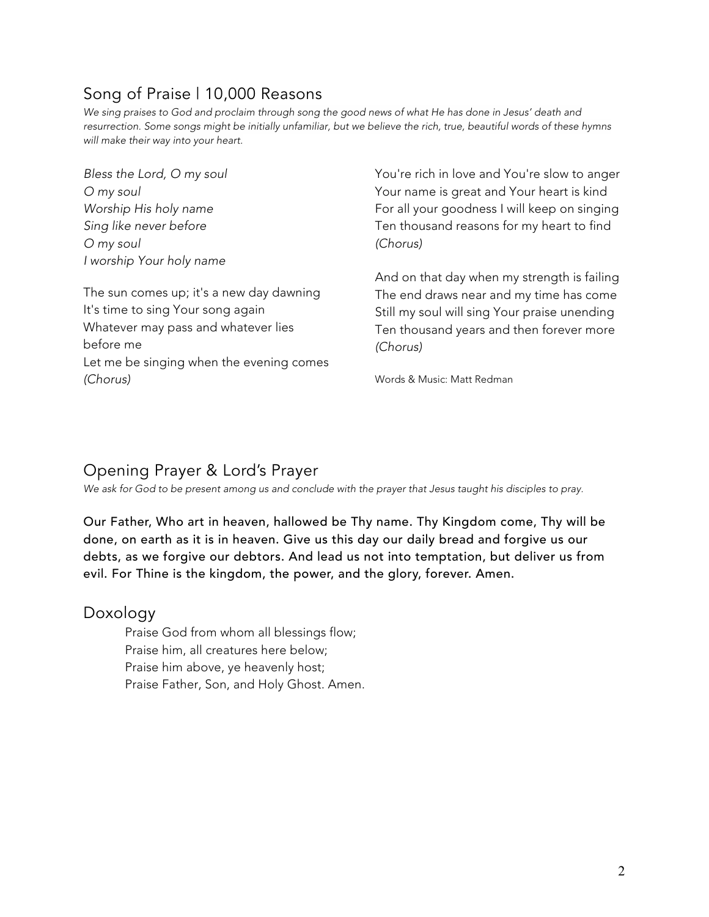## Song of Praise | 10,000 Reasons

*We sing praises to God and proclaim through song the good news of what He has done in Jesus' death and resurrection. Some songs might be initially unfamiliar, but we believe the rich, true, beautiful words of these hymns will make their way into your heart.*

*Bless the Lord, O my soul*
*O my soul*
*Worship His holy name*
*Sing like never before*
*O my soul*
*I worship Your holy name*

The sun comes up; it's a new day dawning
It's time to sing Your song again
Whatever may pass and whatever lies before me
Let me be singing when the evening comes
*(Chorus)*

You're rich in love and You're slow to anger
Your name is great and Your heart is kind
For all your goodness I will keep on singing
Ten thousand reasons for my heart to find
*(Chorus)*

And on that day when my strength is failing
The end draws near and my time has come
Still my soul will sing Your praise unending
Ten thousand years and then forever more
*(Chorus)*

Words & Music: Matt Redman

## Opening Prayer & Lord's Prayer

*We ask for God to be present among us and conclude with the prayer that Jesus taught his disciples to pray.*

**Our Father, Who art in heaven, hallowed be Thy name. Thy Kingdom come, Thy will be done, on earth as it is in heaven. Give us this day our daily bread and forgive us our debts, as we forgive our debtors. And lead us not into temptation, but deliver us from evil. For Thine is the kingdom, the power, and the glory, forever. Amen.**

## Doxology

Praise God from whom all blessings flow;
Praise him, all creatures here below;
Praise him above, ye heavenly host;
Praise Father, Son, and Holy Ghost. Amen.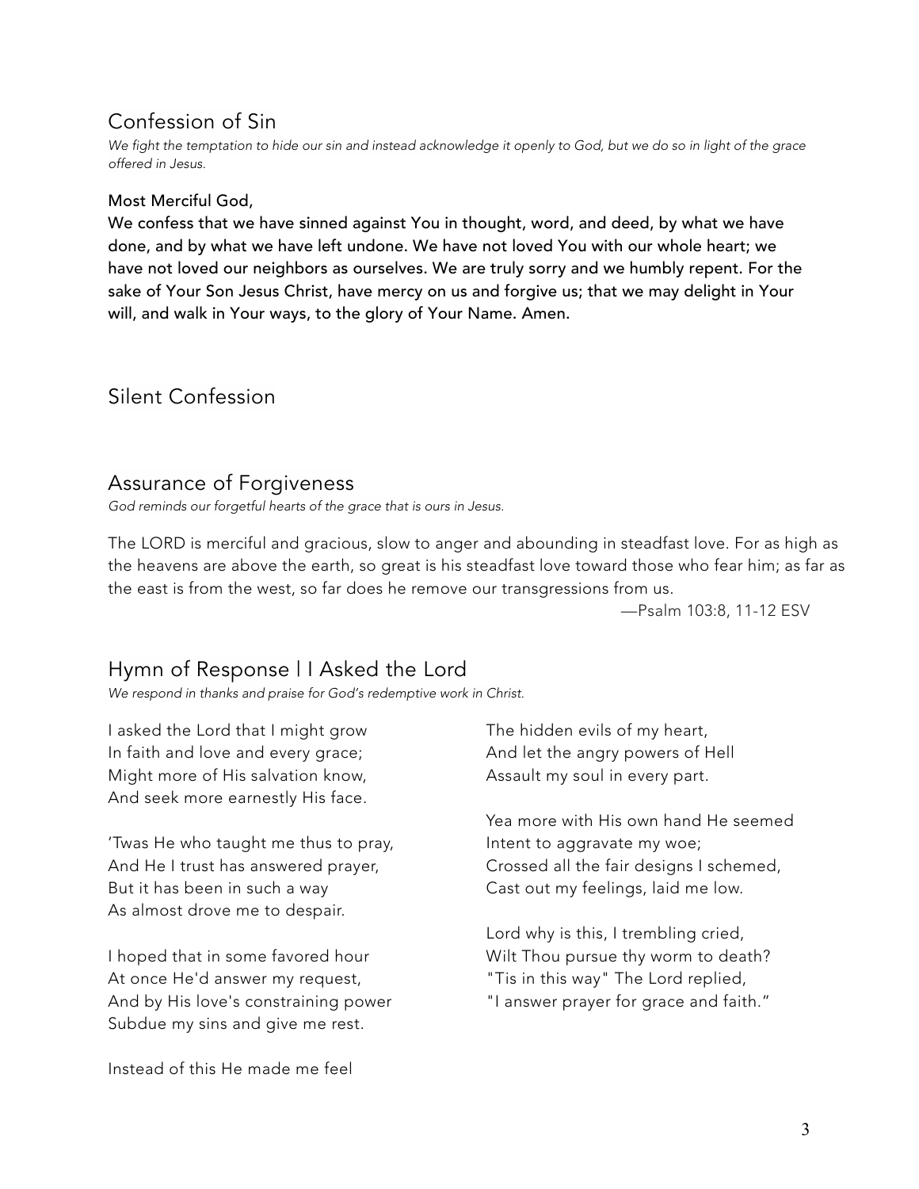## Confession of Sin

*We fight the temptation to hide our sin and instead acknowledge it openly to God, but we do so in light of the grace offered in Jesus.*

**Most Merciful God,**
**We confess that we have sinned against You in thought, word, and deed, by what we have done, and by what we have left undone. We have not loved You with our whole heart; we have not loved our neighbors as ourselves. We are truly sorry and we humbly repent. For the sake of Your Son Jesus Christ, have mercy on us and forgive us; that we may delight in Your will, and walk in Your ways, to the glory of Your Name. Amen.**

## Silent Confession

## Assurance of Forgiveness

*God reminds our forgetful hearts of the grace that is ours in Jesus.*

The LORD is merciful and gracious, slow to anger and abounding in steadfast love. For as high as the heavens are above the earth, so great is his steadfast love toward those who fear him; as far as the east is from the west, so far does he remove our transgressions from us.

—Psalm 103:8, 11-12 ESV

## Hymn of Response | I Asked the Lord

*We respond in thanks and praise for God's redemptive work in Christ.*

I asked the Lord that I might grow
In faith and love and every grace;
Might more of His salvation know,
And seek more earnestly His face.

'Twas He who taught me thus to pray,
And He I trust has answered prayer,
But it has been in such a way
As almost drove me to despair.

I hoped that in some favored hour
At once He'd answer my request,
And by His love's constraining power
Subdue my sins and give me rest.

Instead of this He made me feel
The hidden evils of my heart,
And let the angry powers of Hell
Assault my soul in every part.

Yea more with His own hand He seemed
Intent to aggravate my woe;
Crossed all the fair designs I schemed,
Cast out my feelings, laid me low.

Lord why is this, I trembling cried,
Wilt Thou pursue thy worm to death?
"Tis in this way" The Lord replied,
"I answer prayer for grace and faith."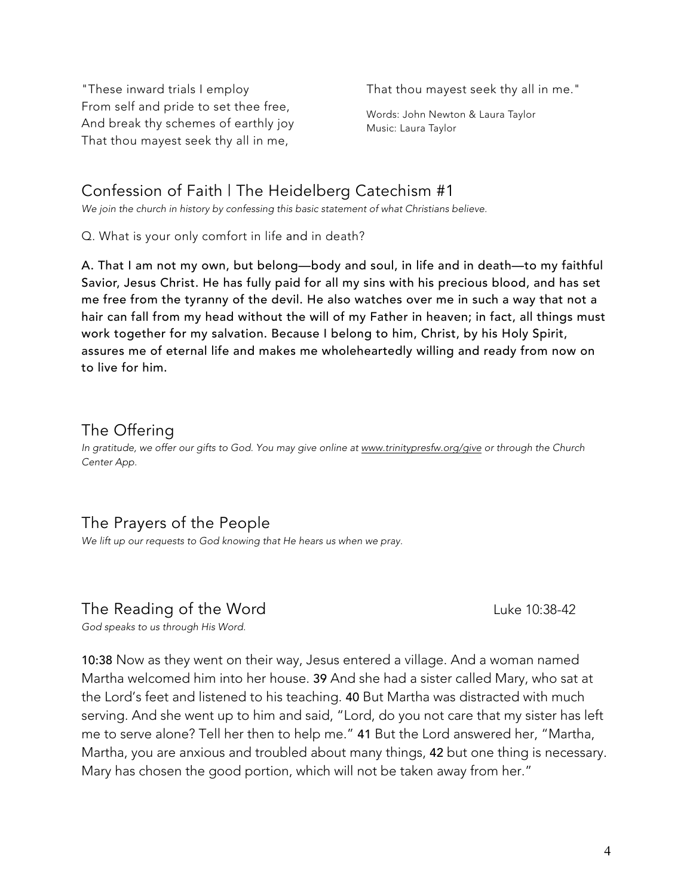"These inward trials I employ
From self and pride to set thee free,
And break thy schemes of earthly joy
That thou mayest seek thy all in me,
That thou mayest seek thy all in me."

Words: John Newton & Laura Taylor
Music: Laura Taylor

## Confession of Faith | The Heidelberg Catechism #1

*We join the church in history by confessing this basic statement of what Christians believe.*

Q. What is your only comfort in life and in death?

**A. That I am not my own, but belong—body and soul, in life and in death—to my faithful Savior, Jesus Christ. He has fully paid for all my sins with his precious blood, and has set me free from the tyranny of the devil. He also watches over me in such a way that not a hair can fall from my head without the will of my Father in heaven; in fact, all things must work together for my salvation. Because I belong to him, Christ, by his Holy Spirit, assures me of eternal life and makes me wholeheartedly willing and ready from now on to live for him.**

## The Offering

*In gratitude, we offer our gifts to God. You may give online at www.trinitypresfw.org/give or through the Church Center App.*

## The Prayers of the People

*We lift up our requests to God knowing that He hears us when we pray.*

## The Reading of the Word

Luke 10:38-42

*God speaks to us through His Word.*

**10:38** Now as they went on their way, Jesus entered a village. And a woman named Martha welcomed him into her house. **39** And she had a sister called Mary, who sat at the Lord's feet and listened to his teaching. **40** But Martha was distracted with much serving. And she went up to him and said, "Lord, do you not care that my sister has left me to serve alone? Tell her then to help me." **41** But the Lord answered her, "Martha, Martha, you are anxious and troubled about many things, **42** but one thing is necessary. Mary has chosen the good portion, which will not be taken away from her."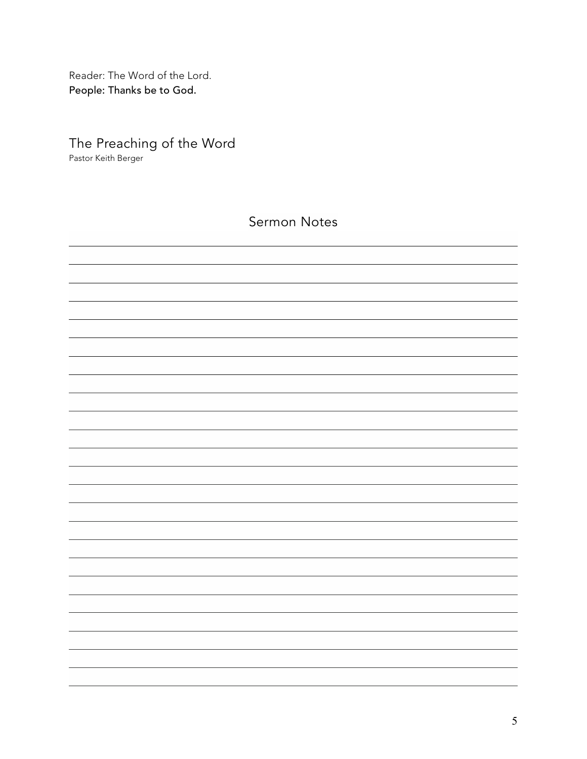Reader: The Word of the Lord.
**People: Thanks be to God.**

## The Preaching of the Word

Pastor Keith Berger

### Sermon Notes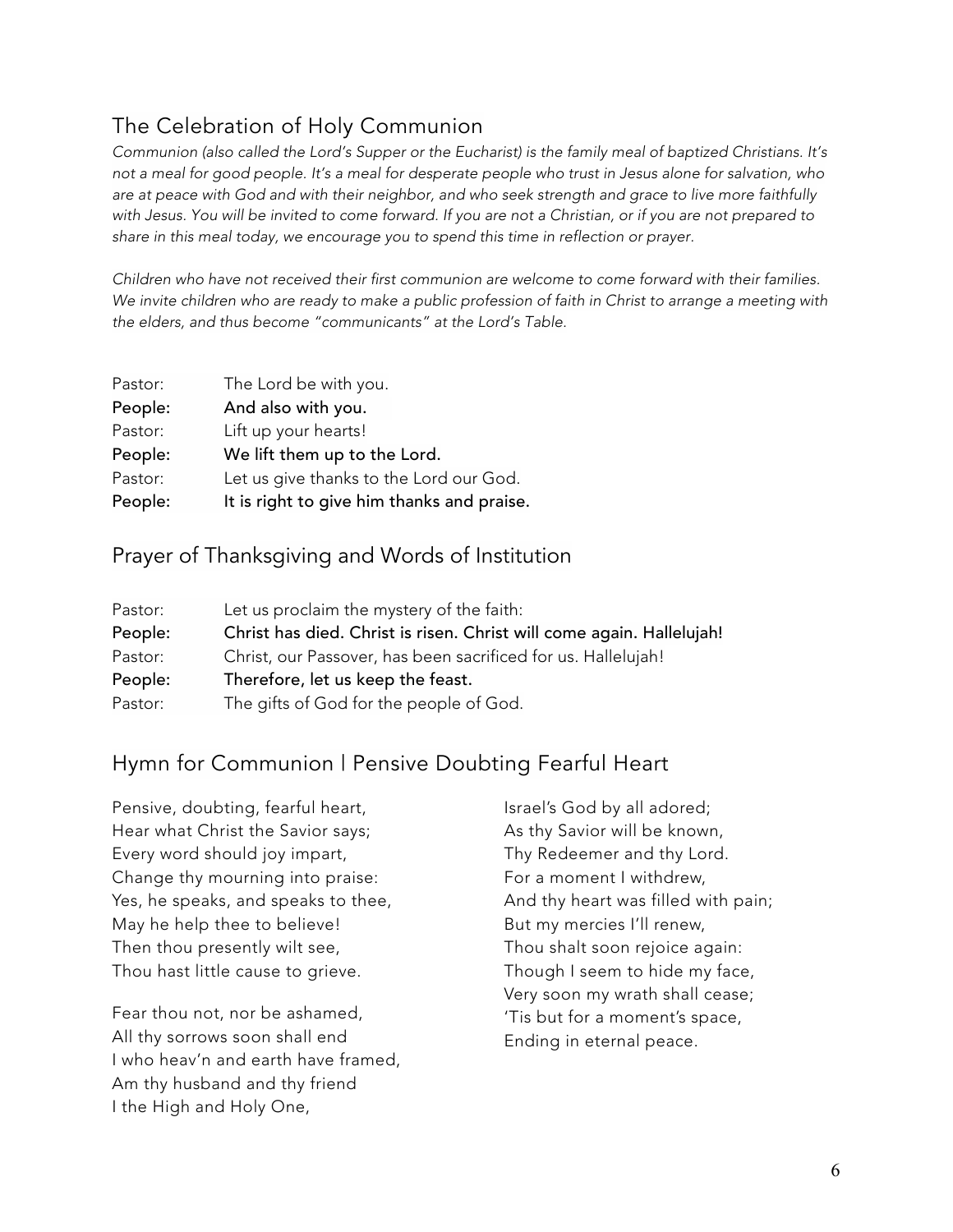## The Celebration of Holy Communion

*Communion (also called the Lord's Supper or the Eucharist) is the family meal of baptized Christians. It's not a meal for good people. It's a meal for desperate people who trust in Jesus alone for salvation, who are at peace with God and with their neighbor, and who seek strength and grace to live more faithfully with Jesus. You will be invited to come forward. If you are not a Christian, or if you are not prepared to share in this meal today, we encourage you to spend this time in reflection or prayer.*

*Children who have not received their first communion are welcome to come forward with their families. We invite children who are ready to make a public profession of faith in Christ to arrange a meeting with the elders, and thus become "communicants" at the Lord's Table.*

Pastor: The Lord be with you.
**People: And also with you.**
Pastor: Lift up your hearts!
**People: We lift them up to the Lord.**
Pastor: Let us give thanks to the Lord our God.
**People: It is right to give him thanks and praise.**

## Prayer of Thanksgiving and Words of Institution

Pastor: Let us proclaim the mystery of the faith:
**People: Christ has died. Christ is risen. Christ will come again. Hallelujah!**
Pastor: Christ, our Passover, has been sacrificed for us. Hallelujah!
**People: Therefore, let us keep the feast.**
Pastor: The gifts of God for the people of God.

## Hymn for Communion | Pensive Doubting Fearful Heart

Pensive, doubting, fearful heart,
Hear what Christ the Savior says;
Every word should joy impart,
Change thy mourning into praise:
Yes, he speaks, and speaks to thee,
May he help thee to believe!
Then thou presently wilt see,
Thou hast little cause to grieve.

Fear thou not, nor be ashamed,
All thy sorrows soon shall end
I who heav'n and earth have framed,
Am thy husband and thy friend
I the High and Holy One,
Israel's God by all adored;
As thy Savior will be known,
Thy Redeemer and thy Lord.
For a moment I withdrew,
And thy heart was filled with pain;
But my mercies I'll renew,
Thou shalt soon rejoice again:
Though I seem to hide my face,
Very soon my wrath shall cease;
'Tis but for a moment's space,
Ending in eternal peace.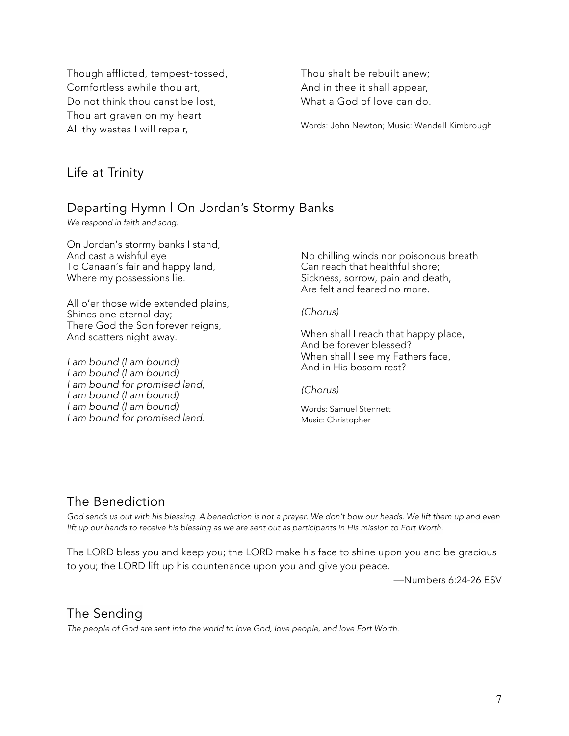Though afflicted, tempest-tossed,
Comfortless awhile thou art,
Do not think thou canst be lost,
Thou art graven on my heart
All thy wastes I will repair,
Thou shalt be rebuilt anew;
And in thee it shall appear,
What a God of love can do.

Words: John Newton; Music: Wendell Kimbrough

## Life at Trinity

## Departing Hymn | On Jordan's Stormy Banks

*We respond in faith and song.*

On Jordan's stormy banks I stand,
And cast a wishful eye
To Canaan's fair and happy land,
Where my possessions lie.

All o'er those wide extended plains,
Shines one eternal day;
There God the Son forever reigns,
And scatters night away.

*I am bound (I am bound)*
*I am bound (I am bound)*
*I am bound for promised land,*
*I am bound (I am bound)*
*I am bound (I am bound)*
*I am bound for promised land.*

No chilling winds nor poisonous breath
Can reach that healthful shore;
Sickness, sorrow, pain and death,
Are felt and feared no more.

*(Chorus)*

When shall I reach that happy place,
And be forever blessed?
When shall I see my Fathers face,
And in His bosom rest?

*(Chorus)*

Words: Samuel Stennett
Music: Christopher

## The Benediction

*God sends us out with his blessing. A benediction is not a prayer. We don't bow our heads. We lift them up and even lift up our hands to receive his blessing as we are sent out as participants in His mission to Fort Worth.*

The LORD bless you and keep you; the LORD make his face to shine upon you and be gracious to you; the LORD lift up his countenance upon you and give you peace.

—Numbers 6:24-26 ESV

## The Sending

*The people of God are sent into the world to love God, love people, and love Fort Worth.*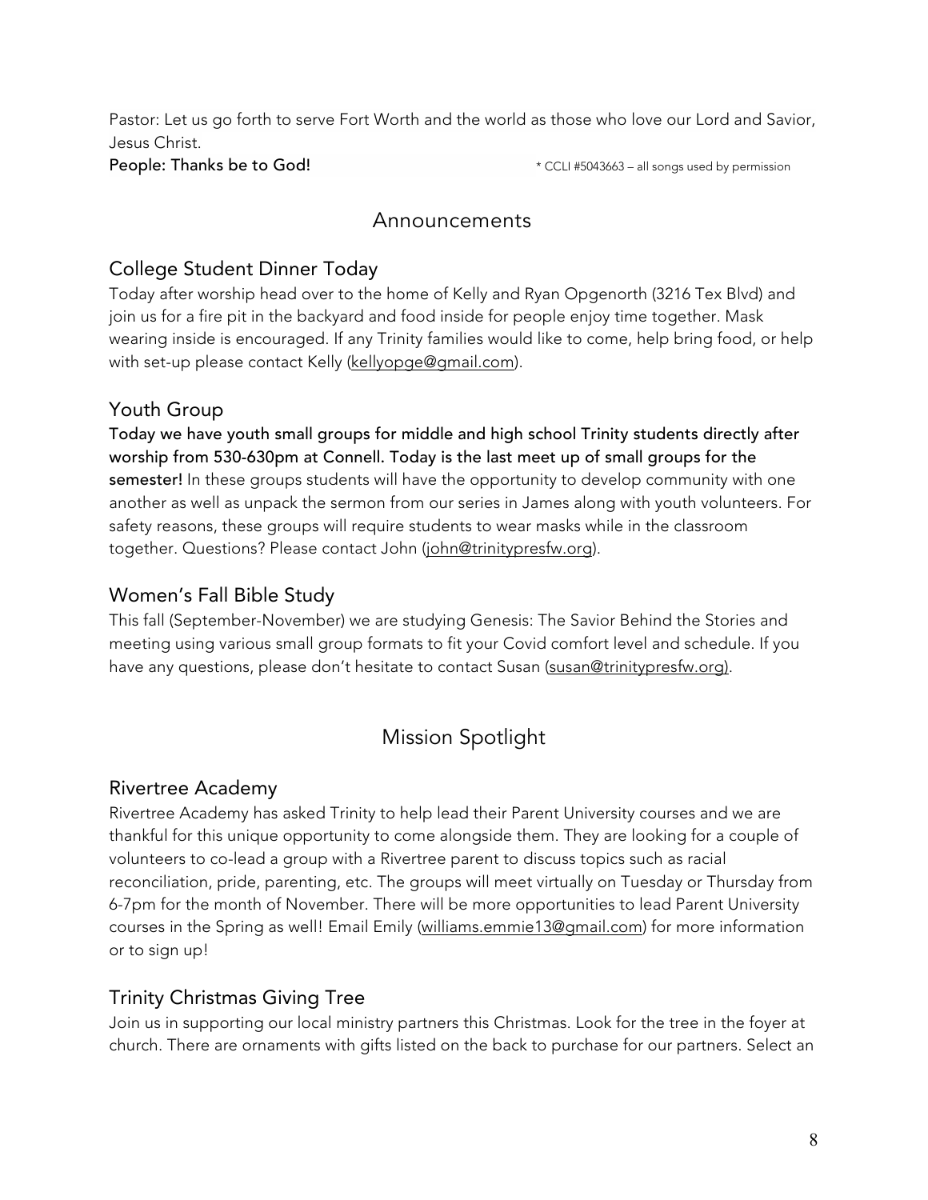Pastor: Let us go forth to serve Fort Worth and the world as those who love our Lord and Savior, Jesus Christ.

**People: Thanks be to God!**

* CCLI #5043663 – all songs used by permission

## Announcements

### College Student Dinner Today

Today after worship head over to the home of Kelly and Ryan Opgenorth (3216 Tex Blvd) and join us for a fire pit in the backyard and food inside for people enjoy time together. Mask wearing inside is encouraged. If any Trinity families would like to come, help bring food, or help with set-up please contact Kelly (kellyopge@gmail.com).

### Youth Group

**Today we have youth small groups for middle and high school Trinity students directly after worship from 530-630pm at Connell. Today is the last meet up of small groups for the semester!** In these groups students will have the opportunity to develop community with one another as well as unpack the sermon from our series in James along with youth volunteers. For safety reasons, these groups will require students to wear masks while in the classroom together. Questions? Please contact John (john@trinitypresfw.org).

### Women's Fall Bible Study

This fall (September-November) we are studying Genesis: The Savior Behind the Stories and meeting using various small group formats to fit your Covid comfort level and schedule. If you have any questions, please don't hesitate to contact Susan (susan@trinitypresfw.org).

## Mission Spotlight

### Rivertree Academy

Rivertree Academy has asked Trinity to help lead their Parent University courses and we are thankful for this unique opportunity to come alongside them. They are looking for a couple of volunteers to co-lead a group with a Rivertree parent to discuss topics such as racial reconciliation, pride, parenting, etc. The groups will meet virtually on Tuesday or Thursday from 6-7pm for the month of November. There will be more opportunities to lead Parent University courses in the Spring as well! Email Emily (williams.emmie13@gmail.com) for more information or to sign up!

### Trinity Christmas Giving Tree

Join us in supporting our local ministry partners this Christmas. Look for the tree in the foyer at church. There are ornaments with gifts listed on the back to purchase for our partners. Select an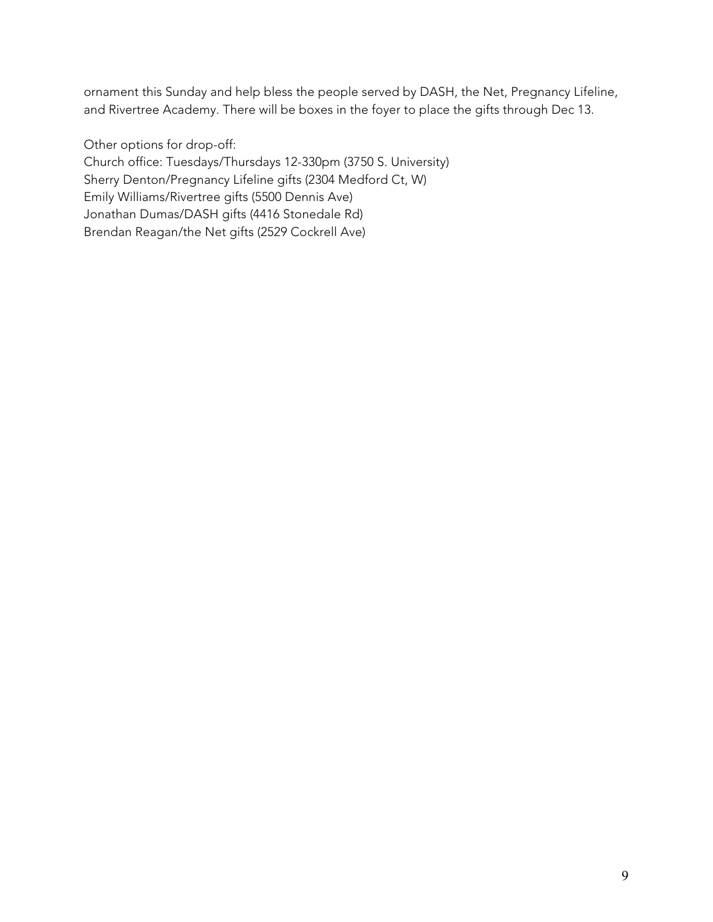ornament this Sunday and help bless the people served by DASH, the Net, Pregnancy Lifeline, and Rivertree Academy. There will be boxes in the foyer to place the gifts through Dec 13.

Other options for drop-off:  
Church office: Tuesdays/Thursdays 12-330pm (3750 S. University)  
Sherry Denton/Pregnancy Lifeline gifts (2304 Medford Ct, W)  
Emily Williams/Rivertree gifts (5500 Dennis Ave)  
Jonathan Dumas/DASH gifts (4416 Stonedale Rd)  
Brendan Reagan/the Net gifts (2529 Cockrell Ave)